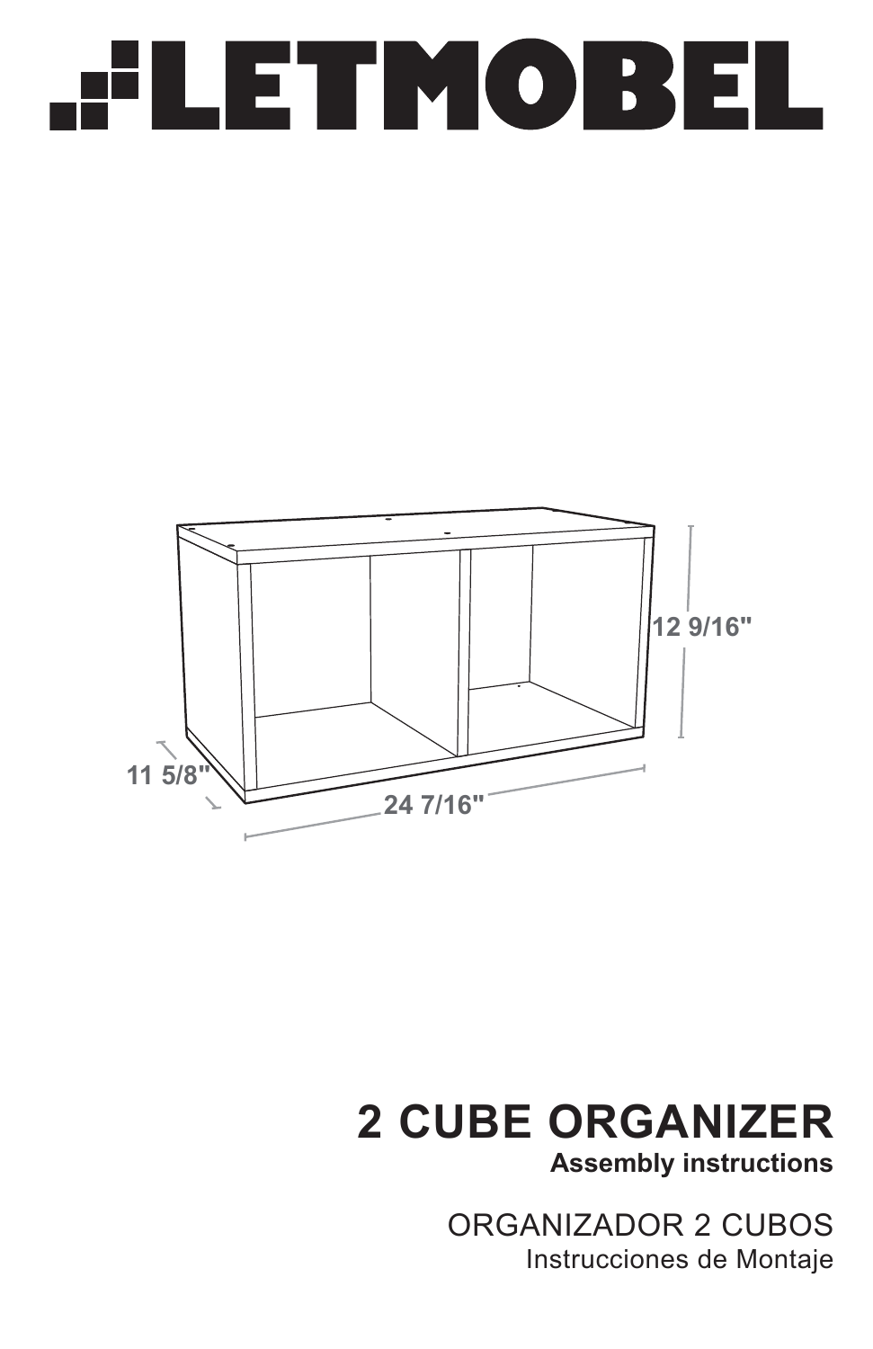# LETMOBEL

11 5/8"

24 7/16"

12 9/16"

## 2 CUBE ORGANIZER

**Assembly instructions**

ORGANIZADOR 2 CUBOS

Instrucciones de Montaje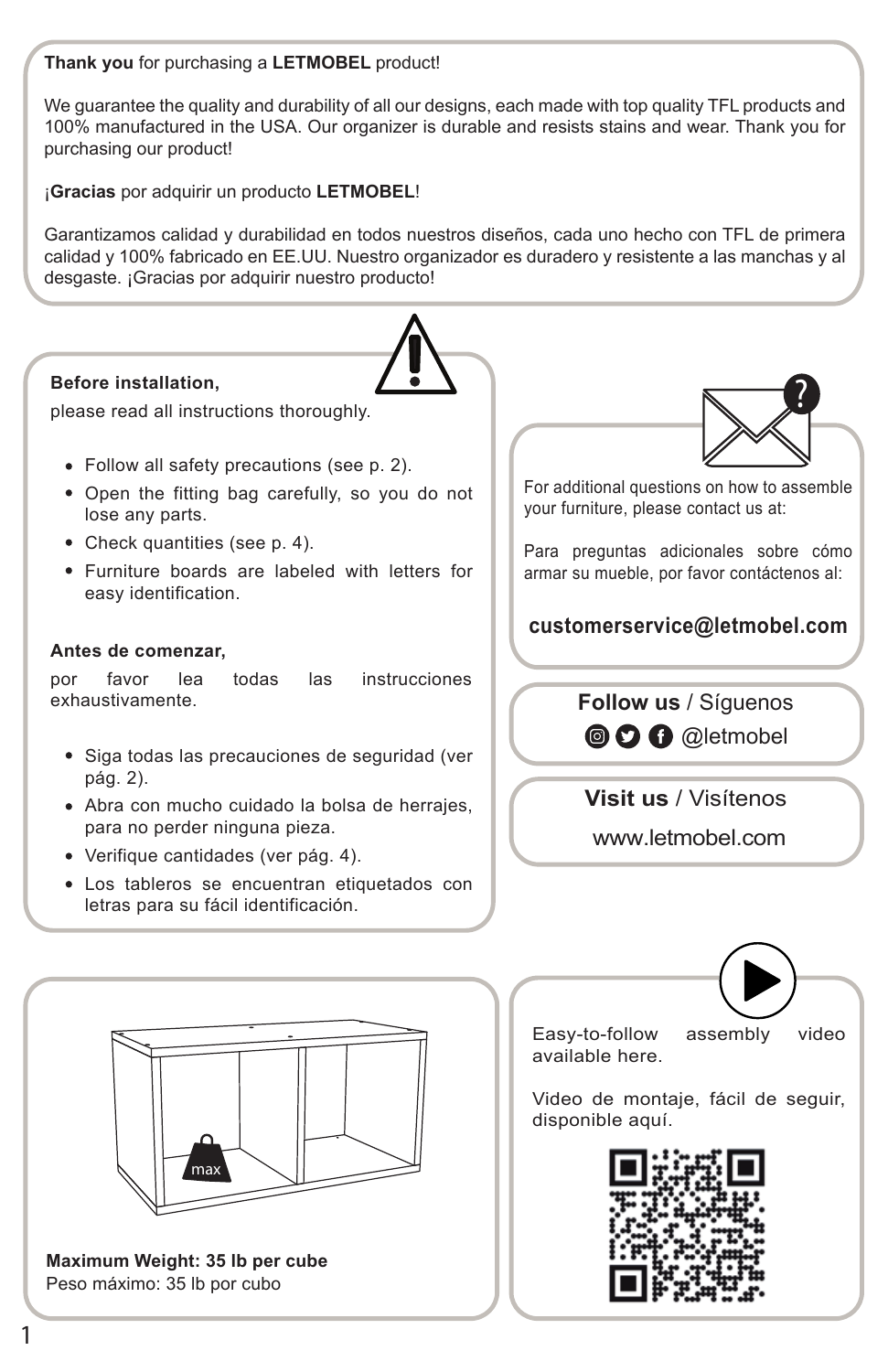**Thank you** for purchasing a **LETMOBEL** product!

We guarantee the quality and durability of all our designs, each made with top quality TFL products and 100% manufactured in the USA. Our organizer is durable and resists stains and wear. Thank you for purchasing our product!

¡**Gracias** por adquirir un producto **LETMOBEL**!

Garantizamos calidad y durabilidad en todos nuestros diseños, cada uno hecho con TFL de primera calidad y 100% fabricado en EE.UU. Nuestro organizador es duradero y resistente a las manchas y al desgaste. ¡Gracias por adquirir nuestro producto!

**Before installation,**

please read all instructions thoroughly.

- Follow all safety precautions (see p. 2).
- Open the fitting bag carefully, so you do not lose any parts.
- Check quantities (see p. 4).
- Furniture boards are labeled with letters for easy identification.

**Antes de comenzar,**

por favor lea todas las instrucciones exhaustivamente.

- Siga todas las precauciones de seguridad (ver pág. 2).
- Abra con mucho cuidado la bolsa de herrajes, para no perder ninguna pieza.
- Verifique cantidades (ver pág. 4).
- Los tableros se encuentran etiquetados con letras para su fácil identificación.

For additional questions on how to assemble your furniture, please contact us at:

Para preguntas adicionales sobre cómo armar su mueble, por favor contáctenos al:

**customerservice@letmobel.com**

**Follow us** / Síguenos

@letmobel

**Visit us** / Visítenos

www.letmobel.com

max

**Maximum Weight: 35 lb per cube**

Peso máximo: 35 lb por cubo

Easy-to-follow assembly video available here.

Video de montaje, fácil de seguir, disponible aquí.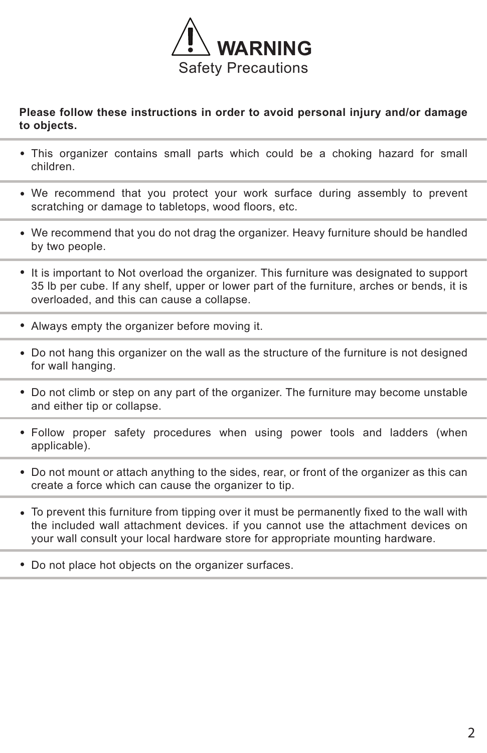# WARNING

## Safety Precautions

**Please follow these instructions in order to avoid personal injury and/or damage to objects.**

- This organizer contains small parts which could be a choking hazard for small children.
- We recommend that you protect your work surface during assembly to prevent scratching or damage to tabletops, wood floors, etc.
- We recommend that you do not drag the organizer. Heavy furniture should be handled by two people.
- It is important to Not overload the organizer. This furniture was designated to support 35 lb per cube. If any shelf, upper or lower part of the furniture, arches or bends, it is overloaded, and this can cause a collapse.
- Always empty the organizer before moving it.
- Do not hang this organizer on the wall as the structure of the furniture is not designed for wall hanging.
- Do not climb or step on any part of the organizer. The furniture may become unstable and either tip or collapse.
- Follow proper safety procedures when using power tools and ladders (when applicable).
- Do not mount or attach anything to the sides, rear, or front of the organizer as this can create a force which can cause the organizer to tip.
- To prevent this furniture from tipping over it must be permanently fixed to the wall with the included wall attachment devices. if you cannot use the attachment devices on your wall consult your local hardware store for appropriate mounting hardware.
- Do not place hot objects on the organizer surfaces.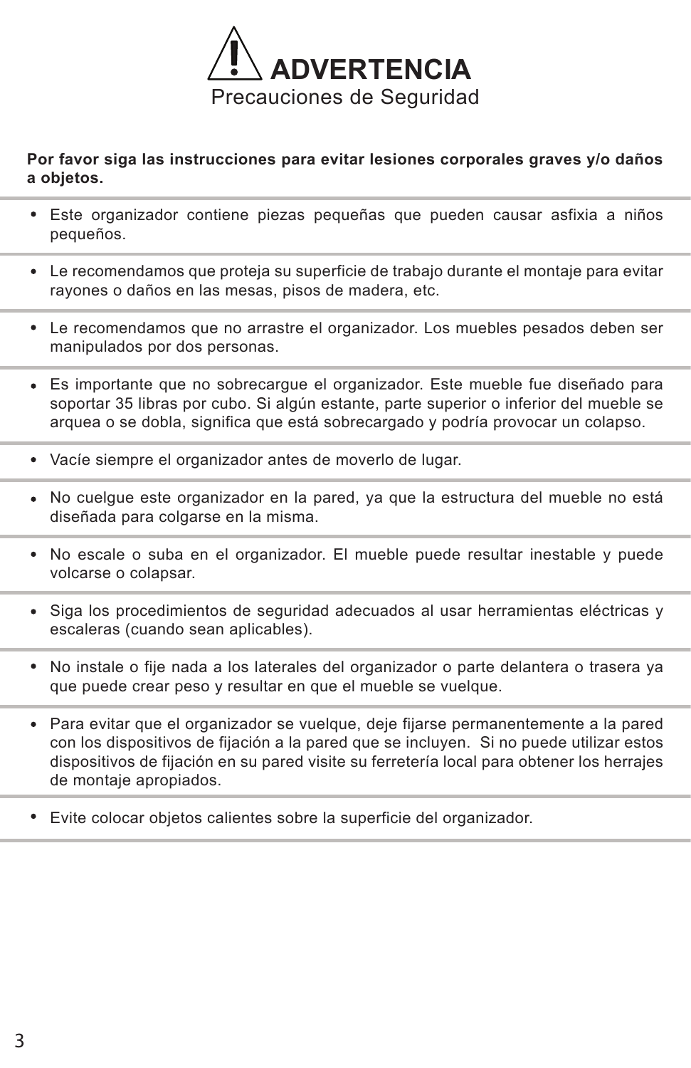# ⚠ ADVERTENCIA

## Precauciones de Seguridad

**Por favor siga las instrucciones para evitar lesiones corporales graves y/o daños a objetos.**

- Este organizador contiene piezas pequeñas que pueden causar asfixia a niños pequeños.
- Le recomendamos que proteja su superficie de trabajo durante el montaje para evitar rayones o daños en las mesas, pisos de madera, etc.
- Le recomendamos que no arrastre el organizador. Los muebles pesados deben ser manipulados por dos personas.
- Es importante que no sobrecargue el organizador. Este mueble fue diseñado para soportar 35 libras por cubo. Si algún estante, parte superior o inferior del mueble se arquea o se dobla, significa que está sobrecargado y podría provocar un colapso.
- Vacíe siempre el organizador antes de moverlo de lugar.
- No cuelgue este organizador en la pared, ya que la estructura del mueble no está diseñada para colgarse en la misma.
- No escale o suba en el organizador. El mueble puede resultar inestable y puede volcarse o colapsar.
- Siga los procedimientos de seguridad adecuados al usar herramientas eléctricas y escaleras (cuando sean aplicables).
- No instale o fije nada a los laterales del organizador o parte delantera o trasera ya que puede crear peso y resultar en que el mueble se vuelque.
- Para evitar que el organizador se vuelque, deje fijarse permanentemente a la pared con los dispositivos de fijación a la pared que se incluyen. Si no puede utilizar estos dispositivos de fijación en su pared visite su ferretería local para obtener los herrajes de montaje apropiados.
- Evite colocar objetos calientes sobre la superficie del organizador.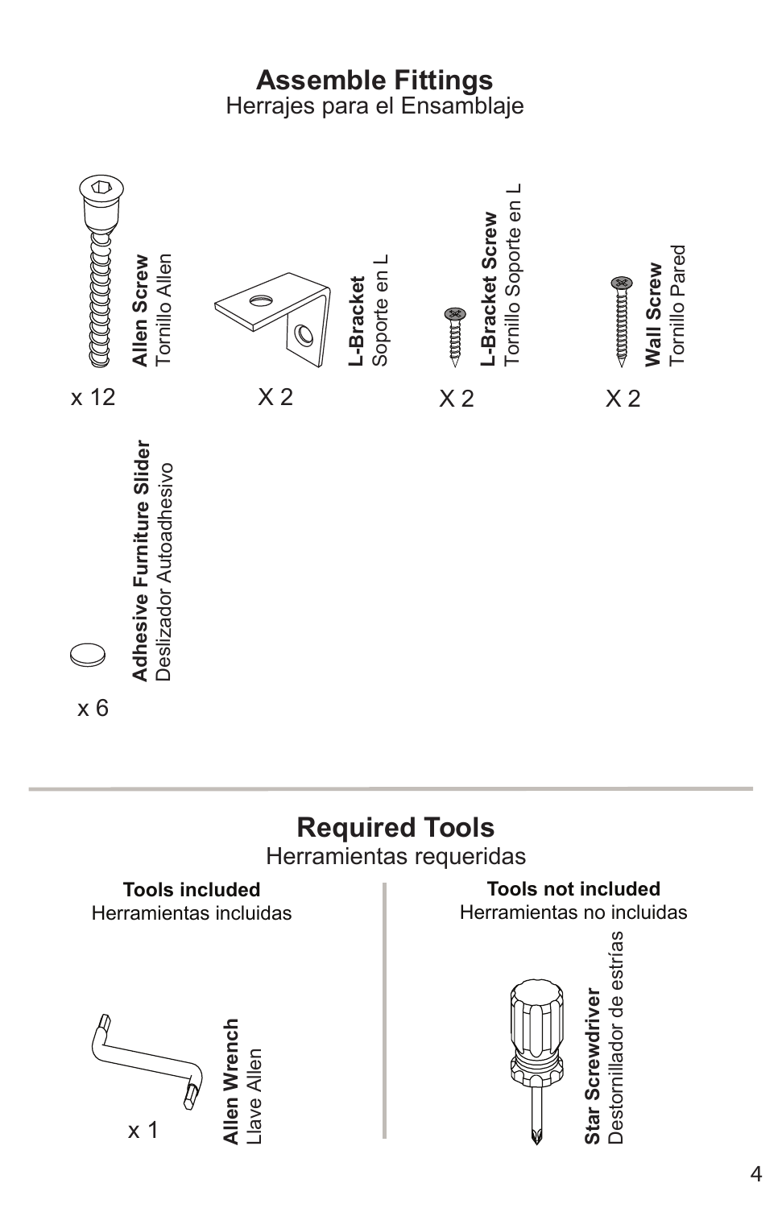# Assemble Fittings

Herrajes para el Ensamblaje

**Allen Screw**
Tornillo Allen
x 12

**L-Bracket**
Soporte en L
X 2

**L-Bracket Screw**
Tornillo Soporte en L
X 2

**Wall Screw**
Tornillo Pared
X 2

**Adhesive Furniture Slider**
Deslizador Autoadhesivo
x 6

# Required Tools

Herramientas requeridas

**Tools included**
Herramientas incluidas

**Allen Wrench**
Llave Allen
x 1

**Tools not included**
Herramientas no incluidas

**Star Screwdriver**
Destornillador de estrías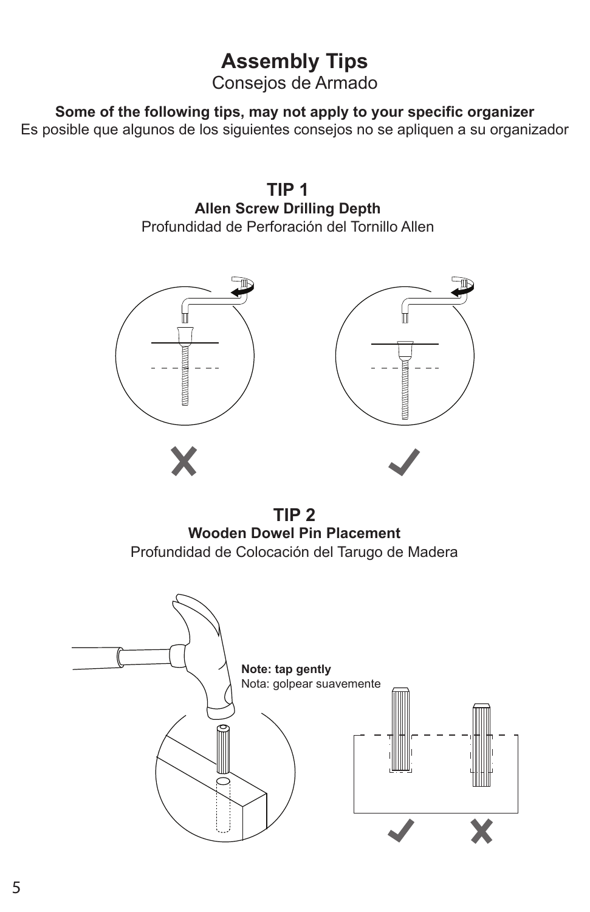# Assembly Tips

Consejos de Armado

**Some of the following tips, may not apply to your specific organizer**

Es posible que algunos de los siguientes consejos no se apliquen a su organizador

## TIP 1

**Allen Screw Drilling Depth**

Profundidad de Perforación del Tornillo Allen

## TIP 2

**Wooden Dowel Pin Placement**

Profundidad de Colocación del Tarugo de Madera

**Note: tap gently**

Nota: golpear suavemente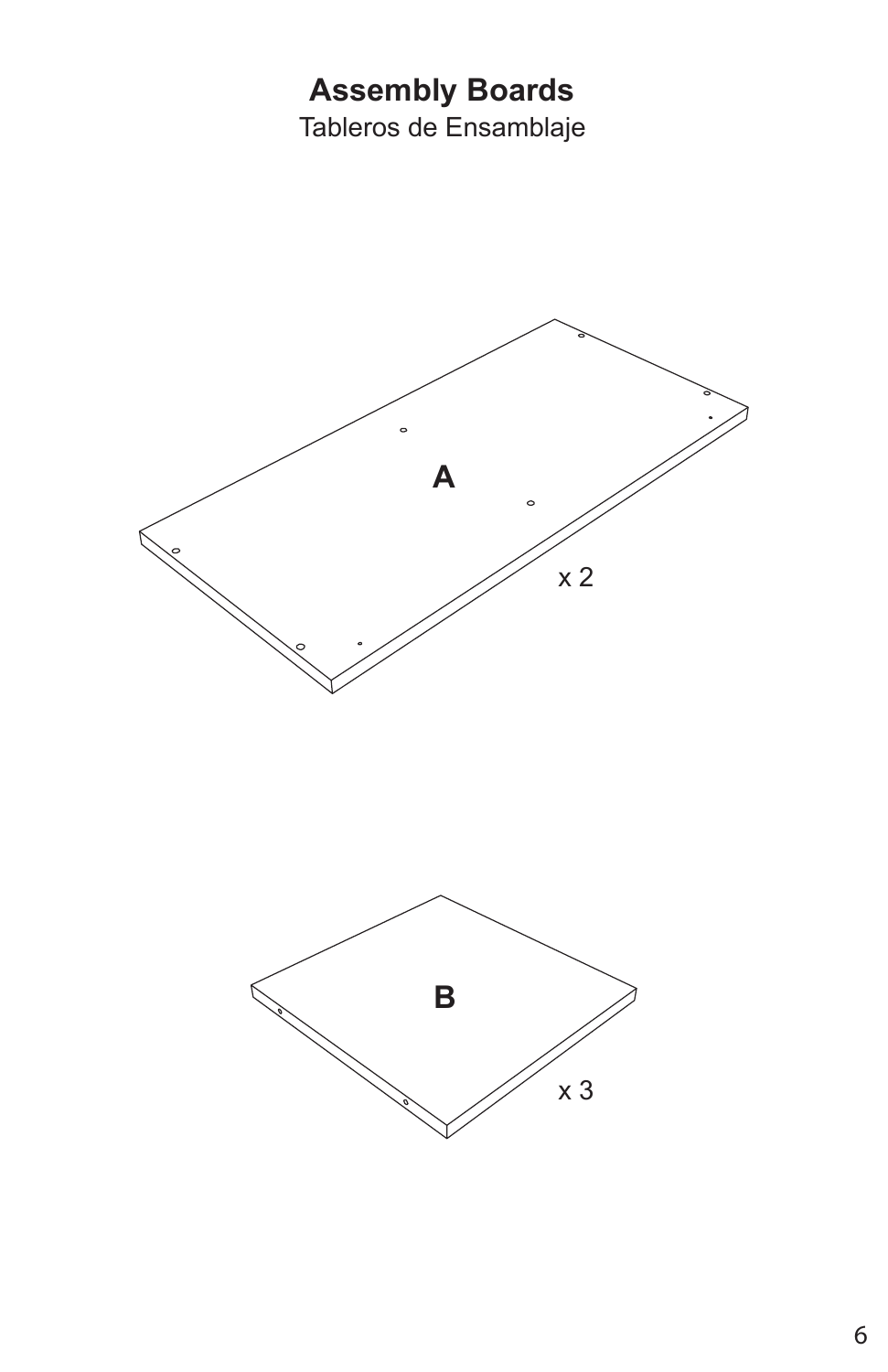# Assembly Boards

Tableros de Ensamblaje

A

x 2

B

x 3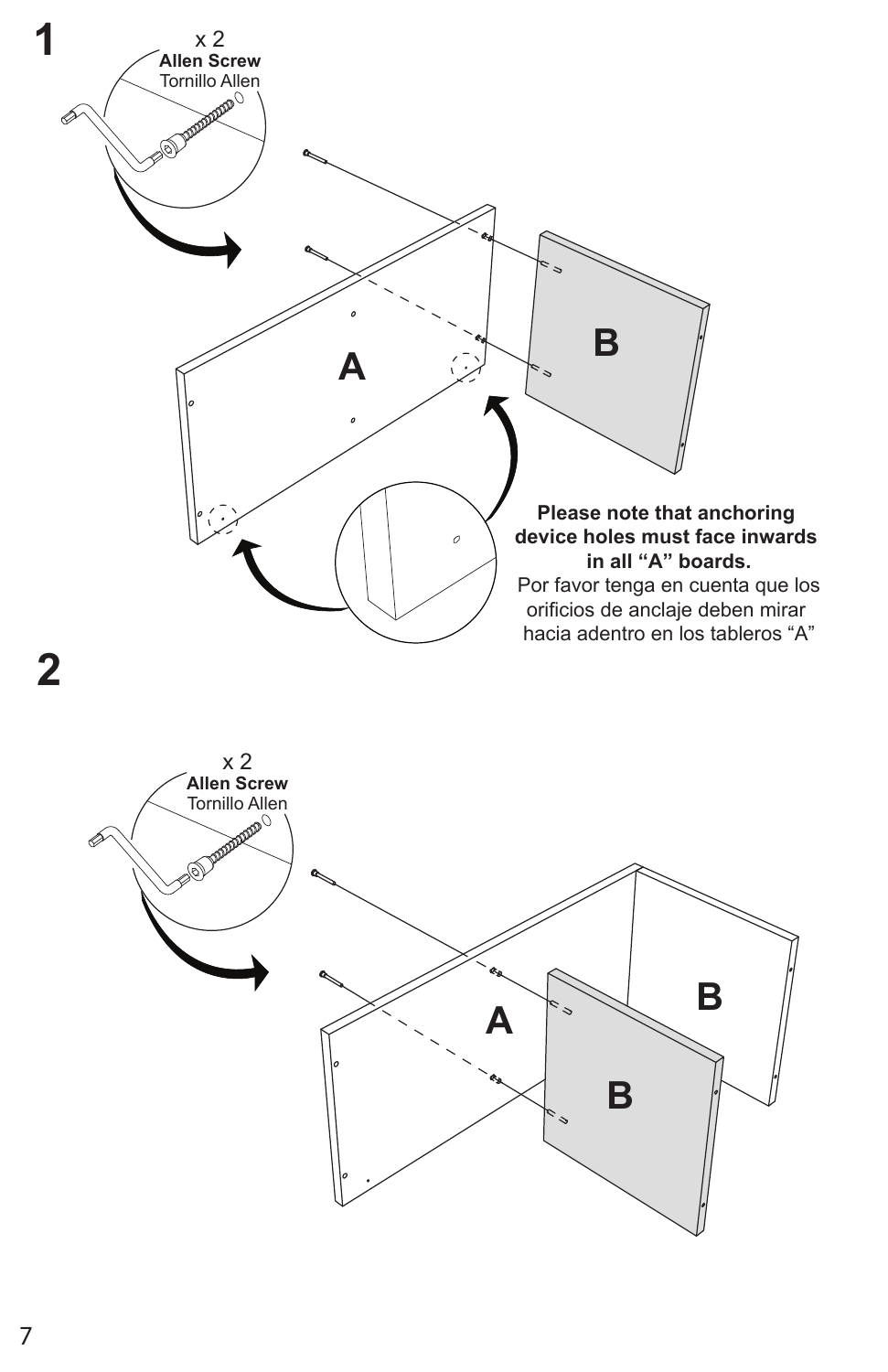## 1

x 2
**Allen Screw**
Tornillo Allen

A

B

**Please note that anchoring device holes must face inwards in all "A" boards.**
Por favor tenga en cuenta que los orificios de anclaje deben mirar hacia adentro en los tableros "A"

## 2

x 2
**Allen Screw**
Tornillo Allen

A

B

B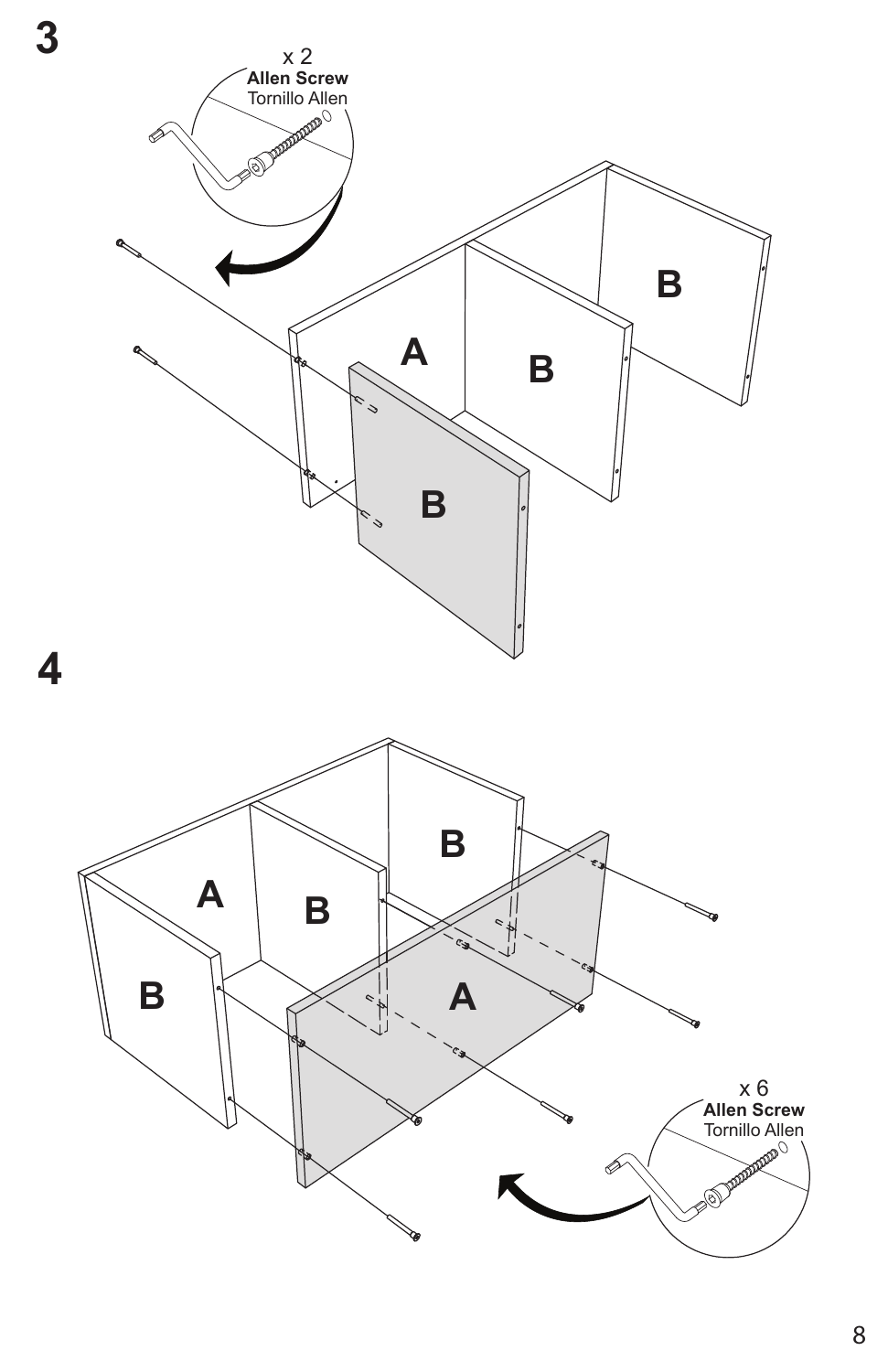# 3

x 2
**Allen Screw**
Tornillo Allen

A

B

B

B

# 4

B

A

B

B

A

x 6
**Allen Screw**
Tornillo Allen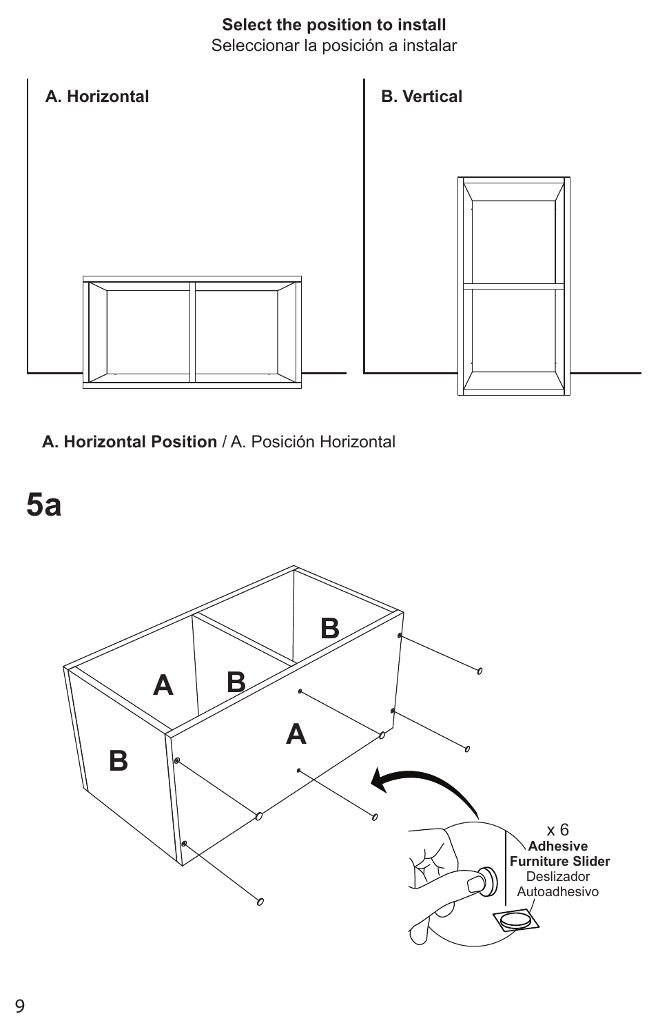**Select the position to install**
Seleccionar la posición a instalar

A. Horizontal

B. Vertical

**A. Horizontal Position** / A. Posición Horizontal

# 5a

A
B
B
A
B

x 6
**Adhesive Furniture Slider**
Deslizador Autoadhesivo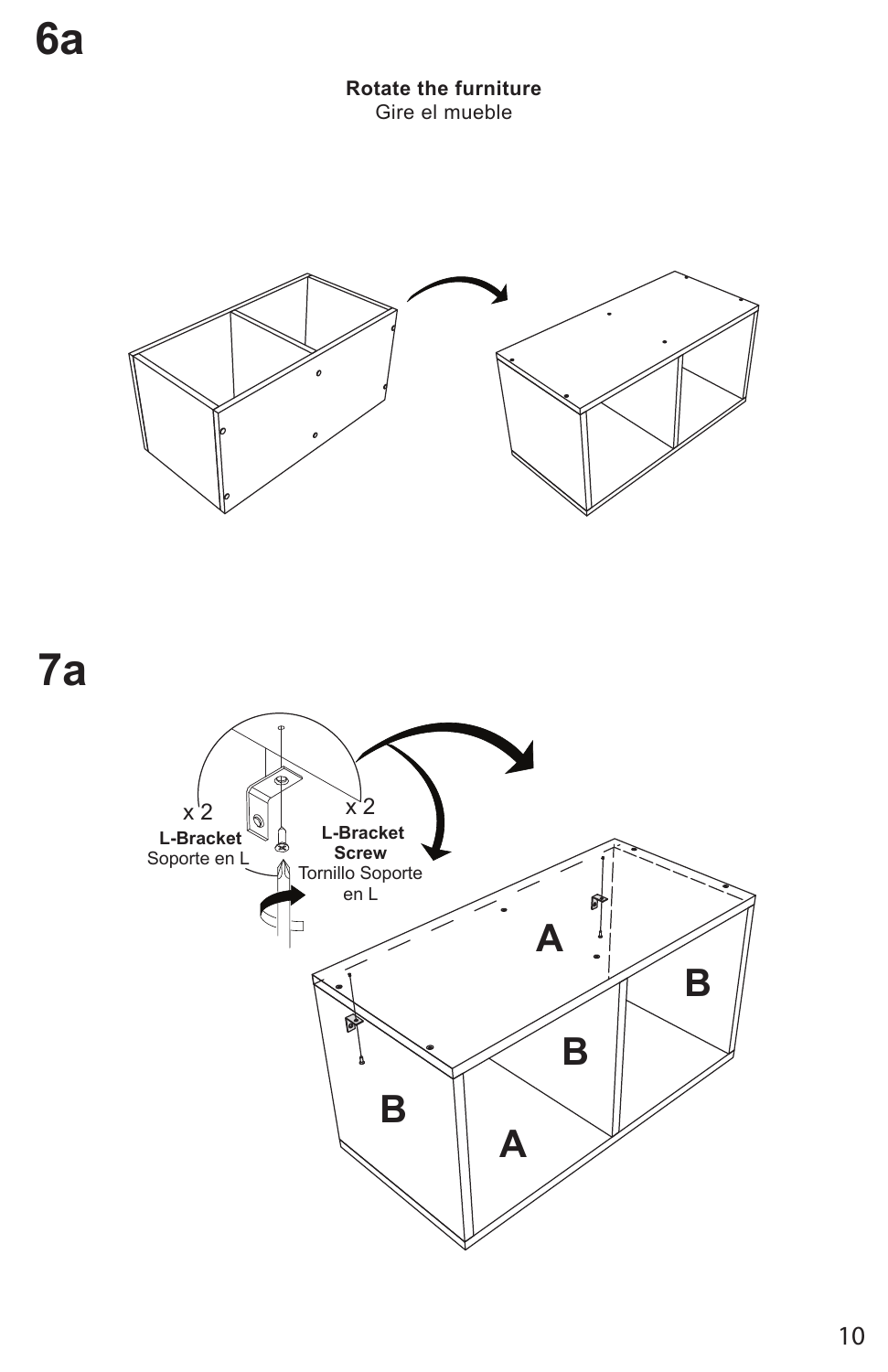# 6a

**Rotate the furniture**
Gire el mueble

# 7a

x 2
**L-Bracket**
Soporte en L

x 2
**L-Bracket Screw**
Tornillo Soporte en L

A

B

B

B

A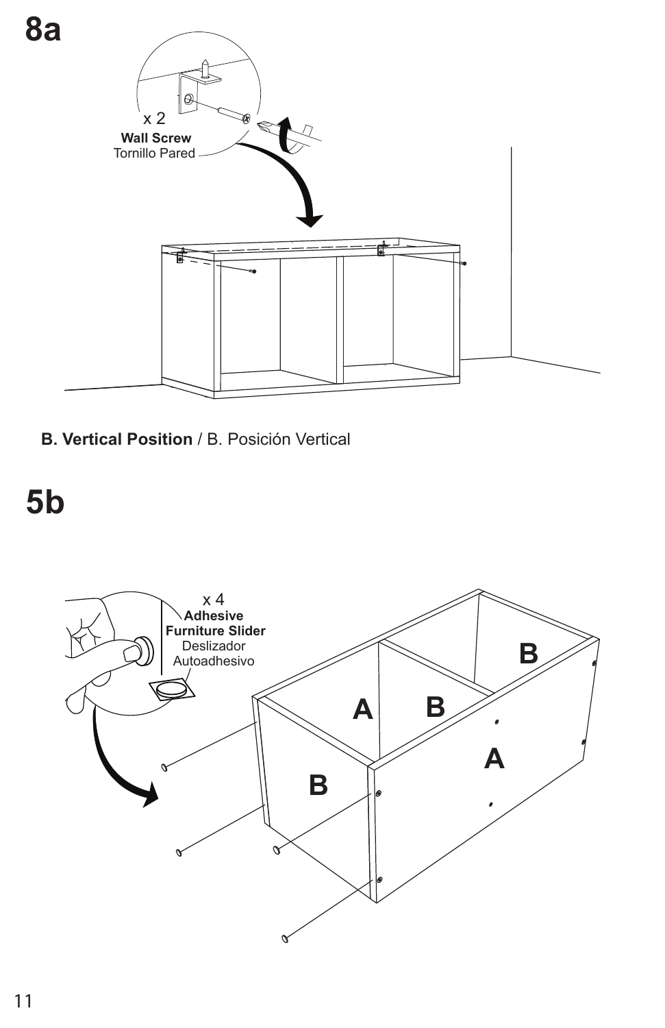# 8a

x 2
**Wall Screw**
Tornillo Pared

**B. Vertical Position** / B. Posición Vertical

# 5b

x 4
**Adhesive Furniture Slider**
Deslizador Autoadhesivo

A
B
B
A
B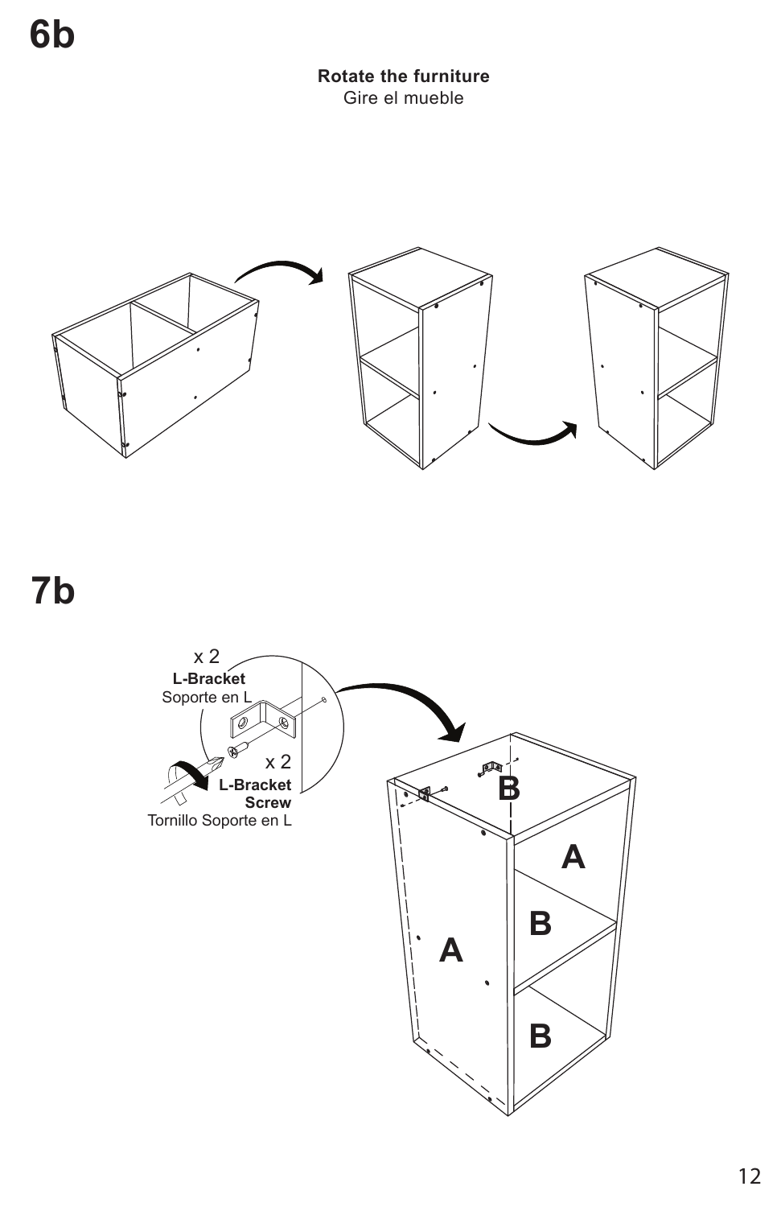# 6b

**Rotate the furniture**
Gire el mueble

# 7b

x 2
**L-Bracket**
Soporte en L

x 2
**L-Bracket Screw**
Tornillo Soporte en L

B

A

B

A

B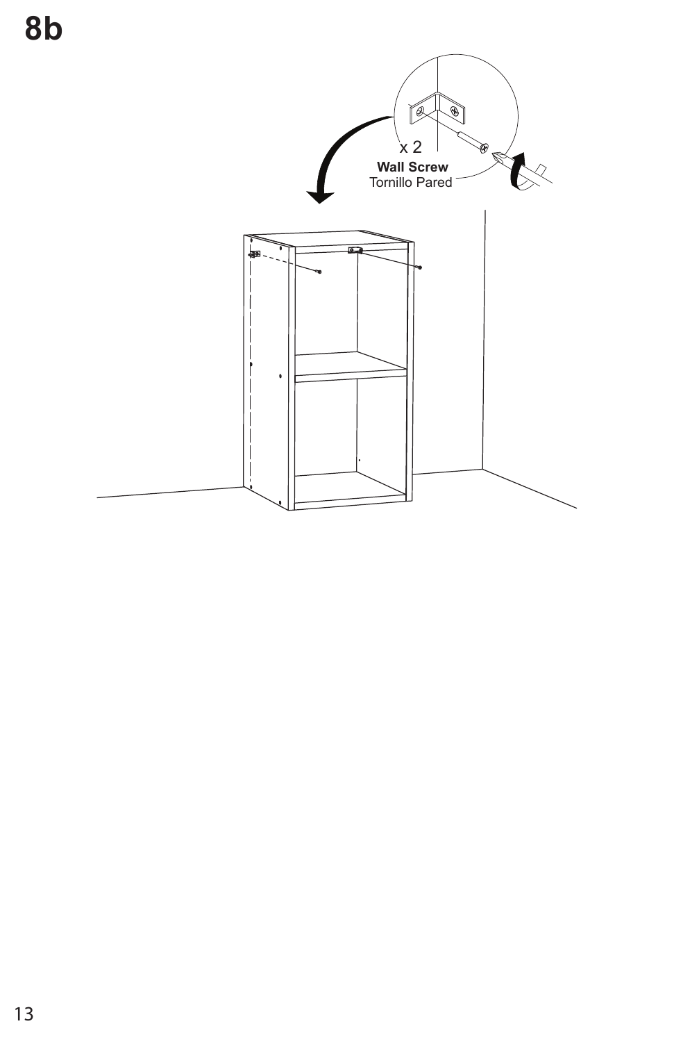# 8b

x 2

**Wall Screw**

Tornillo Pared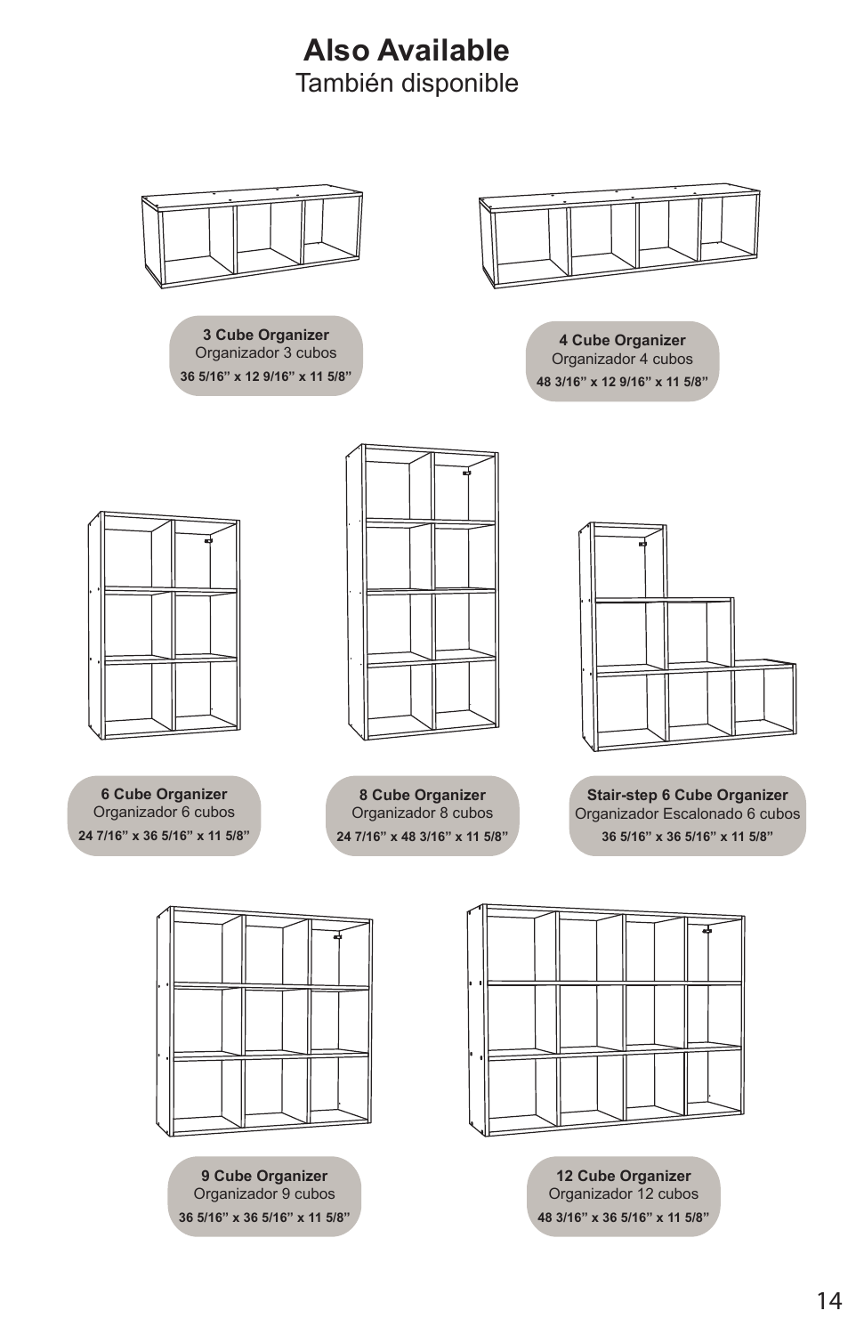# Also Available

También disponible

**3 Cube Organizer**
Organizador 3 cubos
**36 5/16" x 12 9/16" x 11 5/8"**

**4 Cube Organizer**
Organizador 4 cubos
**48 3/16" x 12 9/16" x 11 5/8"**

**6 Cube Organizer**
Organizador 6 cubos
**24 7/16" x 36 5/16" x 11 5/8"**

**8 Cube Organizer**
Organizador 8 cubos
**24 7/16" x 48 3/16" x 11 5/8"**

**Stair-step 6 Cube Organizer**
Organizador Escalonado 6 cubos
**36 5/16" x 36 5/16" x 11 5/8"**

**9 Cube Organizer**
Organizador 9 cubos
**36 5/16" x 36 5/16" x 11 5/8"**

**12 Cube Organizer**
Organizador 12 cubos
**48 3/16" x 36 5/16" x 11 5/8"**